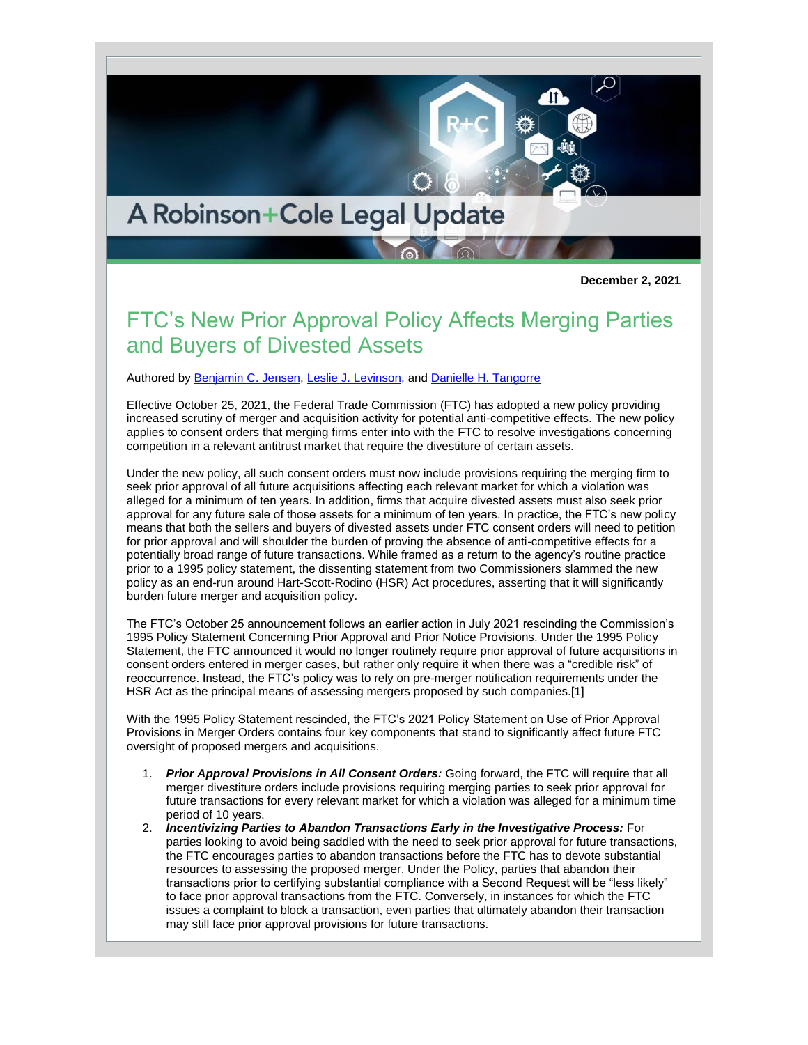A Robinson+Cole Legal Update

**December 2, 2021**

# FTC's New Prior Approval Policy Affects Merging Parties and Buyers of Divested Assets

Authored by Benjamin C. Jensen, Leslie J. Levinson, and Danielle H. Tangorre

Effective October 25, 2021, the Federal Trade Commission (FTC) has adopted a new policy providing increased scrutiny of merger and acquisition activity for potential anti-competitive effects. The new policy applies to consent orders that merging firms enter into with the FTC to resolve investigations concerning competition in a relevant antitrust market that require the divestiture of certain assets.

Under the new policy, all such consent orders must now include provisions requiring the merging firm to seek prior approval of all future acquisitions affecting each relevant market for which a violation was alleged for a minimum of ten years. In addition, firms that acquire divested assets must also seek prior approval for any future sale of those assets for a minimum of ten years. In practice, the FTC's new policy means that both the sellers and buyers of divested assets under FTC consent orders will need to petition for prior approval and will shoulder the burden of proving the absence of anti-competitive effects for a potentially broad range of future transactions. While framed as a return to the agency's routine practice prior to a 1995 policy statement, the dissenting statement from two Commissioners slammed the new policy as an end-run around Hart-Scott-Rodino (HSR) Act procedures, asserting that it will significantly burden future merger and acquisition policy.

The FTC's October 25 announcement follows an earlier action in July 2021 rescinding the Commission's 1995 Policy Statement Concerning Prior Approval and Prior Notice Provisions. Under the 1995 Policy Statement, the FTC announced it would no longer routinely require prior approval of future acquisitions in consent orders entered in merger cases, but rather only require it when there was a "credible risk" of reoccurrence. Instead, the FTC's policy was to rely on pre-merger notification requirements under the HSR Act as the principal means of assessing mergers proposed by such companies.[1]

With the 1995 Policy Statement rescinded, the FTC's 2021 Policy Statement on Use of Prior Approval Provisions in Merger Orders contains four key components that stand to significantly affect future FTC oversight of proposed mergers and acquisitions.

1. ***Prior Approval Provisions in All Consent Orders:*** Going forward, the FTC will require that all merger divestiture orders include provisions requiring merging parties to seek prior approval for future transactions for every relevant market for which a violation was alleged for a minimum time period of 10 years.
2. ***Incentivizing Parties to Abandon Transactions Early in the Investigative Process:*** For parties looking to avoid being saddled with the need to seek prior approval for future transactions, the FTC encourages parties to abandon transactions before the FTC has to devote substantial resources to assessing the proposed merger. Under the Policy, parties that abandon their transactions prior to certifying substantial compliance with a Second Request will be "less likely" to face prior approval transactions from the FTC. Conversely, in instances for which the FTC issues a complaint to block a transaction, even parties that ultimately abandon their transaction may still face prior approval provisions for future transactions.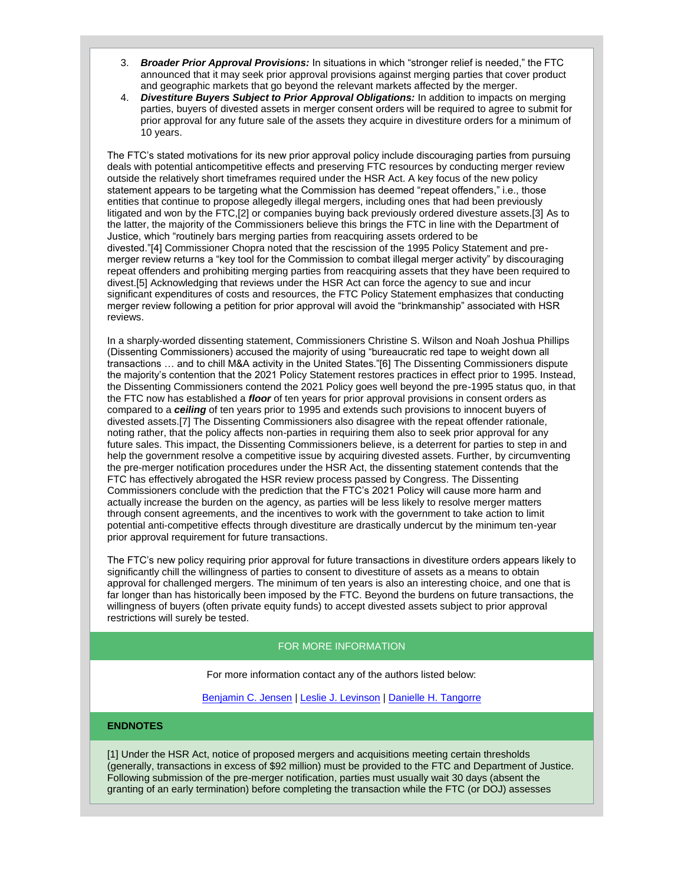3. ***Broader Prior Approval Provisions:*** In situations in which "stronger relief is needed," the FTC announced that it may seek prior approval provisions against merging parties that cover product and geographic markets that go beyond the relevant markets affected by the merger.
4. ***Divestiture Buyers Subject to Prior Approval Obligations:*** In addition to impacts on merging parties, buyers of divested assets in merger consent orders will be required to agree to submit for prior approval for any future sale of the assets they acquire in divestiture orders for a minimum of 10 years.

The FTC's stated motivations for its new prior approval policy include discouraging parties from pursuing deals with potential anticompetitive effects and preserving FTC resources by conducting merger review outside the relatively short timeframes required under the HSR Act. A key focus of the new policy statement appears to be targeting what the Commission has deemed "repeat offenders," i.e., those entities that continue to propose allegedly illegal mergers, including ones that had been previously litigated and won by the FTC,[2] or companies buying back previously ordered divesture assets.[3] As to the latter, the majority of the Commissioners believe this brings the FTC in line with the Department of Justice, which "routinely bars merging parties from reacquiring assets ordered to be divested."[4] Commissioner Chopra noted that the rescission of the 1995 Policy Statement and pre-merger review returns a "key tool for the Commission to combat illegal merger activity" by discouraging repeat offenders and prohibiting merging parties from reacquiring assets that they have been required to divest.[5] Acknowledging that reviews under the HSR Act can force the agency to sue and incur significant expenditures of costs and resources, the FTC Policy Statement emphasizes that conducting merger review following a petition for prior approval will avoid the "brinkmanship" associated with HSR reviews.

In a sharply-worded dissenting statement, Commissioners Christine S. Wilson and Noah Joshua Phillips (Dissenting Commissioners) accused the majority of using "bureaucratic red tape to weight down all transactions … and to chill M&A activity in the United States."[6] The Dissenting Commissioners dispute the majority's contention that the 2021 Policy Statement restores practices in effect prior to 1995. Instead, the Dissenting Commissioners contend the 2021 Policy goes well beyond the pre-1995 status quo, in that the FTC now has established a ***floor*** of ten years for prior approval provisions in consent orders as compared to a ***ceiling*** of ten years prior to 1995 and extends such provisions to innocent buyers of divested assets.[7] The Dissenting Commissioners also disagree with the repeat offender rationale, noting rather, that the policy affects non-parties in requiring them also to seek prior approval for any future sales. This impact, the Dissenting Commissioners believe, is a deterrent for parties to step in and help the government resolve a competitive issue by acquiring divested assets. Further, by circumventing the pre-merger notification procedures under the HSR Act, the dissenting statement contends that the FTC has effectively abrogated the HSR review process passed by Congress. The Dissenting Commissioners conclude with the prediction that the FTC's 2021 Policy will cause more harm and actually increase the burden on the agency, as parties will be less likely to resolve merger matters through consent agreements, and the incentives to work with the government to take action to limit potential anti-competitive effects through divestiture are drastically undercut by the minimum ten-year prior approval requirement for future transactions.

The FTC's new policy requiring prior approval for future transactions in divestiture orders appears likely to significantly chill the willingness of parties to consent to divestiture of assets as a means to obtain approval for challenged mergers. The minimum of ten years is also an interesting choice, and one that is far longer than has historically been imposed by the FTC. Beyond the burdens on future transactions, the willingness of buyers (often private equity funds) to accept divested assets subject to prior approval restrictions will surely be tested.

## FOR MORE INFORMATION

For more information contact any of the authors listed below:

Benjamin C. Jensen | Leslie J. Levinson | Danielle H. Tangorre

## ENDNOTES

[1] Under the HSR Act, notice of proposed mergers and acquisitions meeting certain thresholds (generally, transactions in excess of $92 million) must be provided to the FTC and Department of Justice. Following submission of the pre-merger notification, parties must usually wait 30 days (absent the granting of an early termination) before completing the transaction while the FTC (or DOJ) assesses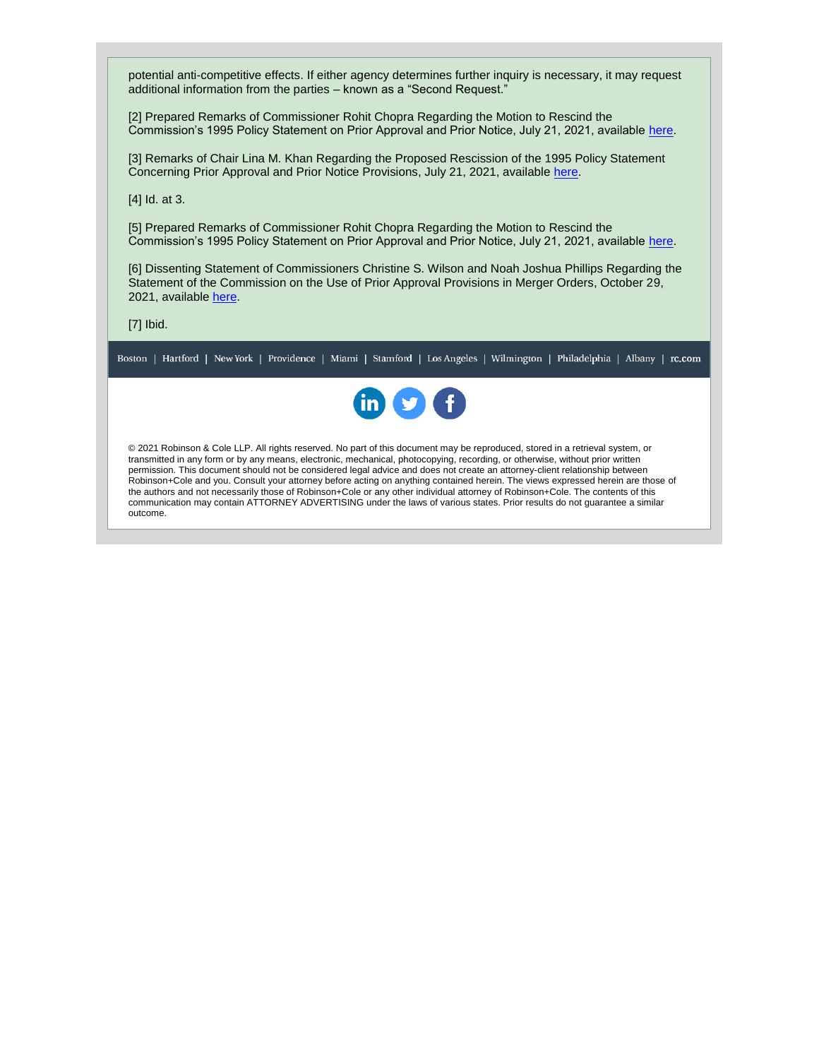potential anti-competitive effects. If either agency determines further inquiry is necessary, it may request additional information from the parties – known as a “Second Request.”

[2] Prepared Remarks of Commissioner Rohit Chopra Regarding the Motion to Rescind the Commission’s 1995 Policy Statement on Prior Approval and Prior Notice, July 21, 2021, available here.

[3] Remarks of Chair Lina M. Khan Regarding the Proposed Rescission of the 1995 Policy Statement Concerning Prior Approval and Prior Notice Provisions, July 21, 2021, available here.

[4] Id. at 3.

[5] Prepared Remarks of Commissioner Rohit Chopra Regarding the Motion to Rescind the Commission’s 1995 Policy Statement on Prior Approval and Prior Notice, July 21, 2021, available here.

[6] Dissenting Statement of Commissioners Christine S. Wilson and Noah Joshua Phillips Regarding the Statement of the Commission on the Use of Prior Approval Provisions in Merger Orders, October 29, 2021, available here.

[7] Ibid.

Boston | Hartford | New York | Providence | Miami | Stamford | Los Angeles | Wilmington | Philadelphia | Albany | rc.com

© 2021 Robinson & Cole LLP. All rights reserved. No part of this document may be reproduced, stored in a retrieval system, or transmitted in any form or by any means, electronic, mechanical, photocopying, recording, or otherwise, without prior written permission. This document should not be considered legal advice and does not create an attorney-client relationship between Robinson+Cole and you. Consult your attorney before acting on anything contained herein. The views expressed herein are those of the authors and not necessarily those of Robinson+Cole or any other individual attorney of Robinson+Cole. The contents of this communication may contain ATTORNEY ADVERTISING under the laws of various states. Prior results do not guarantee a similar outcome.